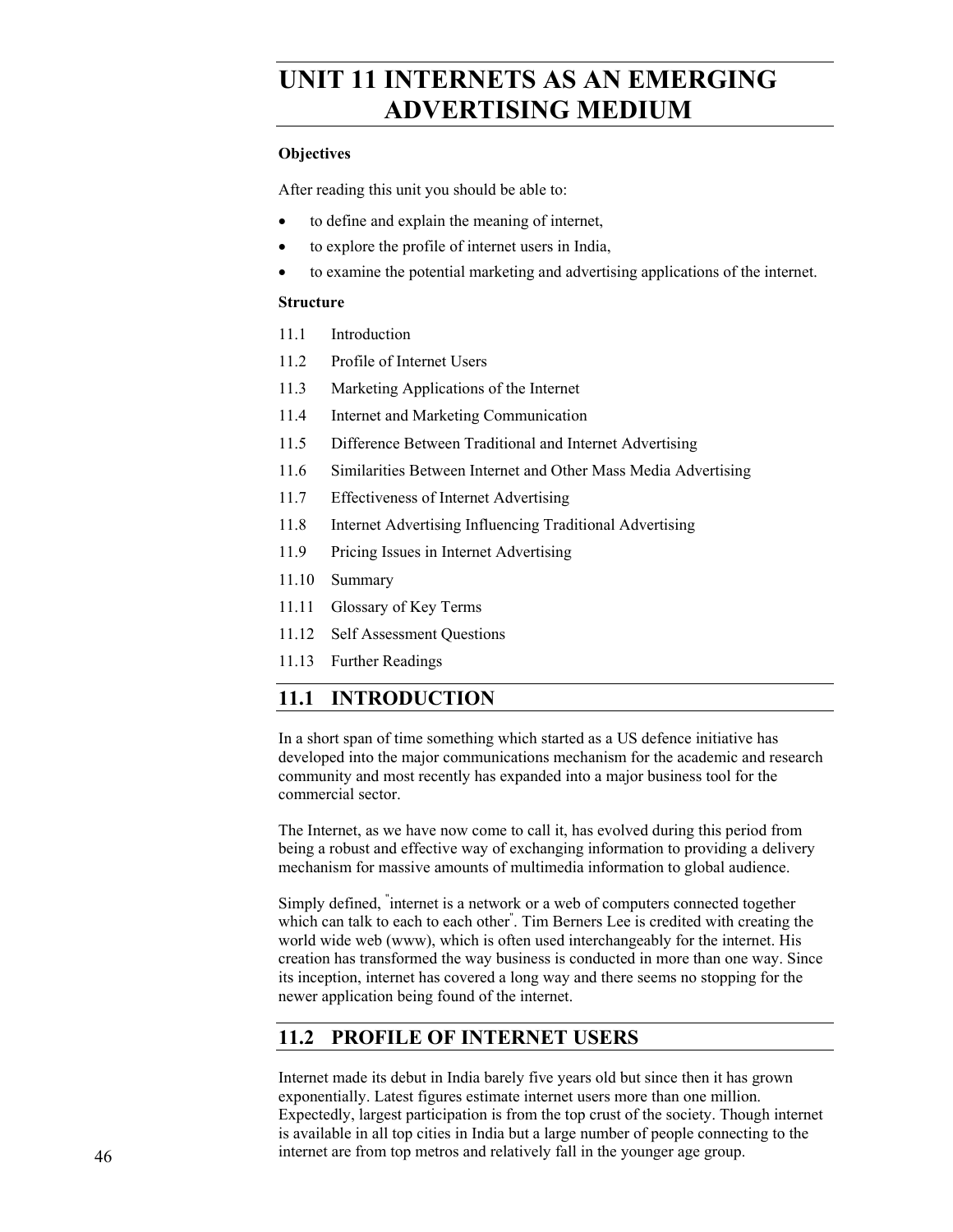# UNIT 11 INTERNETS AS AN EMERGING ADVERTISING MEDIUM

**Objectives**

After reading this unit you should be able to:

- to define and explain the meaning of internet,
- to explore the profile of internet users in India,
- to examine the potential marketing and advertising applications of the internet.

**Structure**

11.1 Introduction

11.2 Profile of Internet Users

11.3 Marketing Applications of the Internet

11.4 Internet and Marketing Communication

11.5 Difference Between Traditional and Internet Advertising

11.6 Similarities Between Internet and Other Mass Media Advertising

11.7 Effectiveness of Internet Advertising

11.8 Internet Advertising Influencing Traditional Advertising

11.9 Pricing Issues in Internet Advertising

11.10 Summary

11.11 Glossary of Key Terms

11.12 Self Assessment Questions

11.13 Further Readings

## 11.1 INTRODUCTION

In a short span of time something which started as a US defence initiative has developed into the major communications mechanism for the academic and research community and most recently has expanded into a major business tool for the commercial sector.

The Internet, as we have now come to call it, has evolved during this period from being a robust and effective way of exchanging information to providing a delivery mechanism for massive amounts of multimedia information to global audience.

Simply defined, "internet is a network or a web of computers connected together which can talk to each to each other". Tim Berners Lee is credited with creating the world wide web (www), which is often used interchangeably for the internet. His creation has transformed the way business is conducted in more than one way. Since its inception, internet has covered a long way and there seems no stopping for the newer application being found of the internet.

## 11.2 PROFILE OF INTERNET USERS

Internet made its debut in India barely five years old but since then it has grown exponentially. Latest figures estimate internet users more than one million. Expectedly, largest participation is from the top crust of the society. Though internet is available in all top cities in India but a large number of people connecting to the internet are from top metros and relatively fall in the younger age group.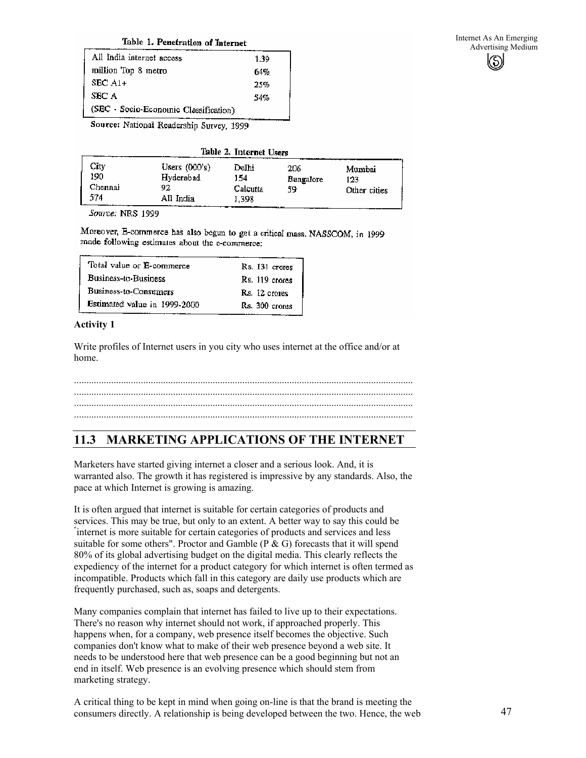**Table 1. Penetration of Internet**

| | |
|---|---|
| All India internet access | 1.39 |
| million Top 8 metro | 64% |
| SEC A1+ | 25% |
| SEC A | 54% |
| (SEC - Socio-Economic Classification) | |

Source: National Readership Survey, 1999

**Table 2. Internet Users**

| | | | | |
|---|---|---|---|---|
| City | Users (000's) | Delhi | 206 | Mumbai |
| 190 | Hyderabad | 154 | Bangalore | 123 |
| Chennai | 92 | Calcutta | 59 | Other cities |
| 574 | All India | 1,398 | | |

*Source:* NRS 1999

Moreover, E-commerce has also begun to get a critical mass. NASSCOM, in 1999 made following estimates about the e-commerce:

| | |
|---|---|
| Total value or E-commerce | Rs. 131 crores |
| Business-to-Business | Rs. 119 crores |
| Business-to-Consumers | Rs. 12 crores |
| Estimated value in 1999-2000 | Rs. 300 crores |

**Activity 1**

Write profiles of Internet users in you city who uses internet at the office and/or at home.

........................................................................................................................................
........................................................................................................................................
........................................................................................................................................
........................................................................................................................................

## 11.3 MARKETING APPLICATIONS OF THE INTERNET

Marketers have started giving internet a closer and a serious look. And, it is warranted also. The growth it has registered is impressive by any standards. Also, the pace at which Internet is growing is amazing.

It is often argued that internet is suitable for certain categories of products and services. This may be true, but only to an extent. A better way to say this could be "internet is more suitable for certain categories of products and services and less suitable for some others". Proctor and Gamble (P & G) forecasts that it will spend 80% of its global advertising budget on the digital media. This clearly reflects the expediency of the internet for a product category for which internet is often termed as incompatible. Products which fall in this category are daily use products which are frequently purchased, such as, soaps and detergents.

Many companies complain that internet has failed to live up to their expectations. There's no reason why internet should not work, if approached properly. This happens when, for a company, web presence itself becomes the objective. Such companies don't know what to make of their web presence beyond a web site. It needs to be understood here that web presence can be a good beginning but not an end in itself. Web presence is an evolving presence which should stem from marketing strategy.

A critical thing to be kept in mind when going on-line is that the brand is meeting the consumers directly. A relationship is being developed between the two. Hence, the web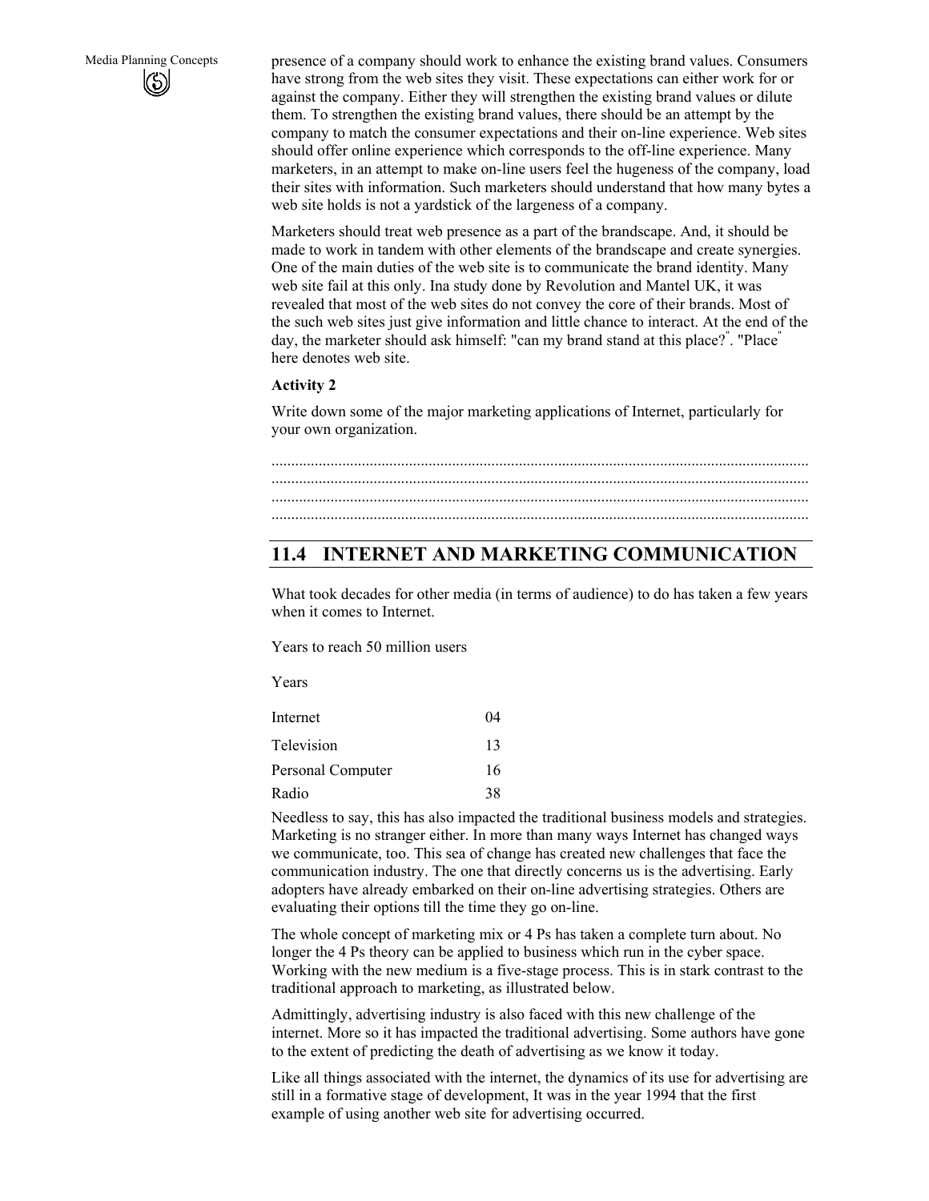presence of a company should work to enhance the existing brand values. Consumers have strong from the web sites they visit. These expectations can either work for or against the company. Either they will strengthen the existing brand values or dilute them. To strengthen the existing brand values, there should be an attempt by the company to match the consumer expectations and their on-line experience. Web sites should offer online experience which corresponds to the off-line experience. Many marketers, in an attempt to make on-line users feel the hugeness of the company, load their sites with information. Such marketers should understand that how many bytes a web site holds is not a yardstick of the largeness of a company.

Marketers should treat web presence as a part of the brandscape. And, it should be made to work in tandem with other elements of the brandscape and create synergies. One of the main duties of the web site is to communicate the brand identity. Many web site fail at this only. Ina study done by Revolution and Mantel UK, it was revealed that most of the web sites do not convey the core of their brands. Most of the such web sites just give information and little chance to interact. At the end of the day, the marketer should ask himself: "can my brand stand at this place?". "Place" here denotes web site.

**Activity 2**

Write down some of the major marketing applications of Internet, particularly for your own organization.

.......................................................................................................................................
.......................................................................................................................................
.......................................................................................................................................
.......................................................................................................................................

## 11.4 INTERNET AND MARKETING COMMUNICATION

What took decades for other media (in terms of audience) to do has taken a few years when it comes to Internet.

Years to reach 50 million users

| | Years |
|---|---|
| Internet | 04 |
| Television | 13 |
| Personal Computer | 16 |
| Radio | 38 |

Needless to say, this has also impacted the traditional business models and strategies. Marketing is no stranger either. In more than many ways Internet has changed ways we communicate, too. This sea of change has created new challenges that face the communication industry. The one that directly concerns us is the advertising. Early adopters have already embarked on their on-line advertising strategies. Others are evaluating their options till the time they go on-line.

The whole concept of marketing mix or 4 Ps has taken a complete turn about. No longer the 4 Ps theory can be applied to business which run in the cyber space. Working with the new medium is a five-stage process. This is in stark contrast to the traditional approach to marketing, as illustrated below.

Admittingly, advertising industry is also faced with this new challenge of the internet. More so it has impacted the traditional advertising. Some authors have gone to the extent of predicting the death of advertising as we know it today.

Like all things associated with the internet, the dynamics of its use for advertising are still in a formative stage of development, It was in the year 1994 that the first example of using another web site for advertising occurred.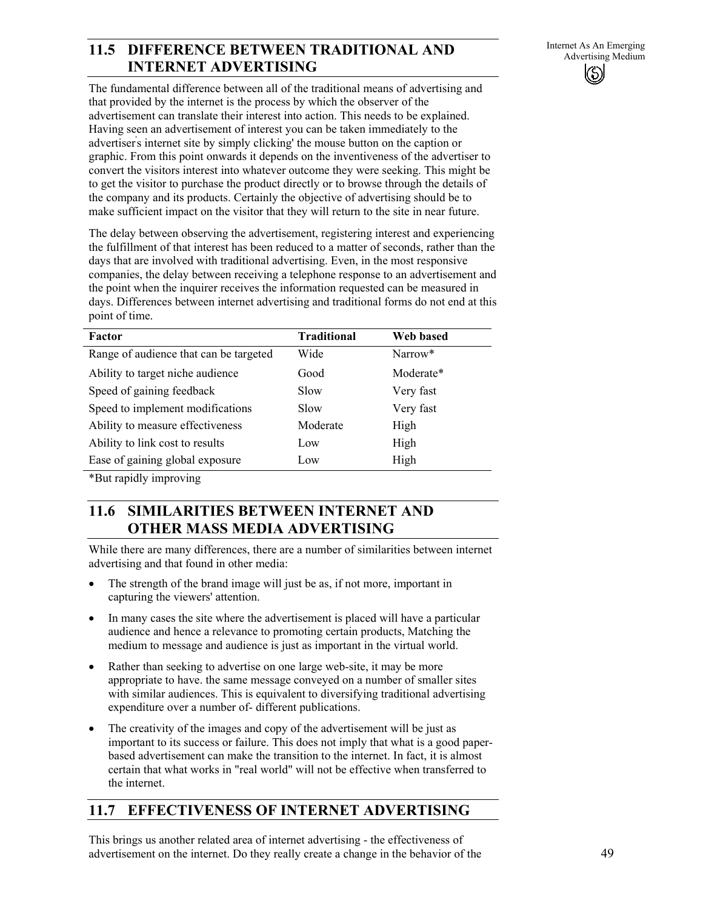## 11.5 DIFFERENCE BETWEEN TRADITIONAL AND INTERNET ADVERTISING

The fundamental difference between all of the traditional means of advertising and that provided by the internet is the process by which the observer of the advertisement can translate their interest into action. This needs to be explained. Having seen an advertisement of interest you can be taken immediately to the advertiser's internet site by simply clicking' the mouse button on the caption or graphic. From this point onwards it depends on the inventiveness of the advertiser to convert the visitors interest into whatever outcome they were seeking. This might be to get the visitor to purchase the product directly or to browse through the details of the company and its products. Certainly the objective of advertising should be to make sufficient impact on the visitor that they will return to the site in near future.

The delay between observing the advertisement, registering interest and experiencing the fulfillment of that interest has been reduced to a matter of seconds, rather than the days that are involved with traditional advertising. Even, in the most responsive companies, the delay between receiving a telephone response to an advertisement and the point when the inquirer receives the information requested can be measured in days. Differences between internet advertising and traditional forms do not end at this point of time.

| Factor | Traditional | Web based |
|---|---|---|
| Range of audience that can be targeted | Wide | Narrow* |
| Ability to target niche audience | Good | Moderate* |
| Speed of gaining feedback | Slow | Very fast |
| Speed to implement modifications | Slow | Very fast |
| Ability to measure effectiveness | Moderate | High |
| Ability to link cost to results | Low | High |
| Ease of gaining global exposure | Low | High |

*But rapidly improving

## 11.6 SIMILARITIES BETWEEN INTERNET AND OTHER MASS MEDIA ADVERTISING

While there are many differences, there are a number of similarities between internet advertising and that found in other media:

- The strength of the brand image will just be as, if not more, important in capturing the viewers' attention.
- In many cases the site where the advertisement is placed will have a particular audience and hence a relevance to promoting certain products, Matching the medium to message and audience is just as important in the virtual world.
- Rather than seeking to advertise on one large web-site, it may be more appropriate to have. the same message conveyed on a number of smaller sites with similar audiences. This is equivalent to diversifying traditional advertising expenditure over a number of- different publications.
- The creativity of the images and copy of the advertisement will be just as important to its success or failure. This does not imply that what is a good paper-based advertisement can make the transition to the internet. In fact, it is almost certain that what works in "real world" will not be effective when transferred to the internet.

## 11.7 EFFECTIVENESS OF INTERNET ADVERTISING

This brings us another related area of internet advertising - the effectiveness of advertisement on the internet. Do they really create a change in the behavior of the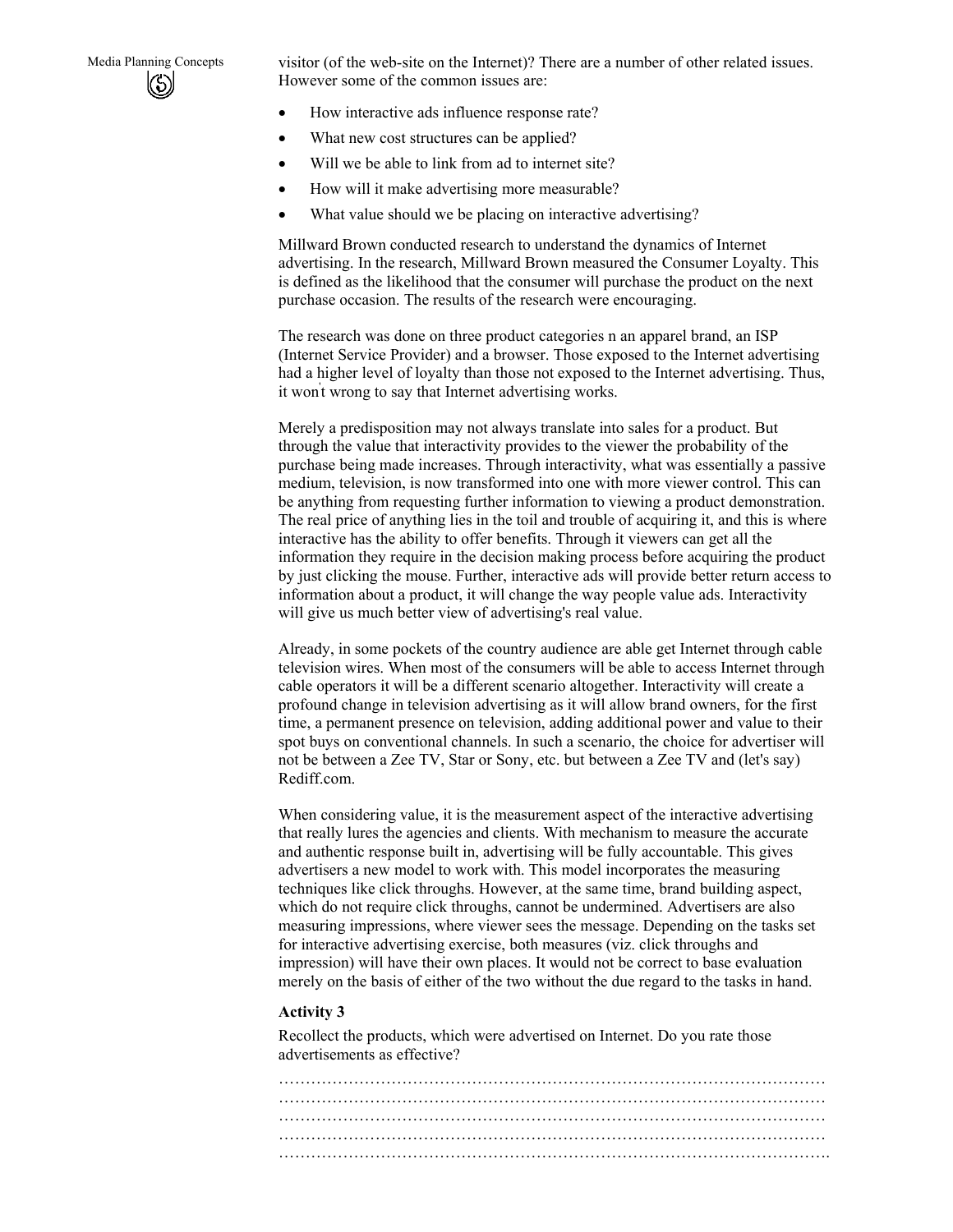visitor (of the web-site on the Internet)? There are a number of other related issues. However some of the common issues are:

- How interactive ads influence response rate?
- What new cost structures can be applied?
- Will we be able to link from ad to internet site?
- How will it make advertising more measurable?
- What value should we be placing on interactive advertising?

Millward Brown conducted research to understand the dynamics of Internet advertising. In the research, Millward Brown measured the Consumer Loyalty. This is defined as the likelihood that the consumer will purchase the product on the next purchase occasion. The results of the research were encouraging.

The research was done on three product categories n an apparel brand, an ISP (Internet Service Provider) and a browser. Those exposed to the Internet advertising had a higher level of loyalty than those not exposed to the Internet advertising. Thus, it won't wrong to say that Internet advertising works.

Merely a predisposition may not always translate into sales for a product. But through the value that interactivity provides to the viewer the probability of the purchase being made increases. Through interactivity, what was essentially a passive medium, television, is now transformed into one with more viewer control. This can be anything from requesting further information to viewing a product demonstration. The real price of anything lies in the toil and trouble of acquiring it, and this is where interactive has the ability to offer benefits. Through it viewers can get all the information they require in the decision making process before acquiring the product by just clicking the mouse. Further, interactive ads will provide better return access to information about a product, it will change the way people value ads. Interactivity will give us much better view of advertising's real value.

Already, in some pockets of the country audience are able get Internet through cable television wires. When most of the consumers will be able to access Internet through cable operators it will be a different scenario altogether. Interactivity will create a profound change in television advertising as it will allow brand owners, for the first time, a permanent presence on television, adding additional power and value to their spot buys on conventional channels. In such a scenario, the choice for advertiser will not be between a Zee TV, Star or Sony, etc. but between a Zee TV and (let's say) Rediff.com.

When considering value, it is the measurement aspect of the interactive advertising that really lures the agencies and clients. With mechanism to measure the accurate and authentic response built in, advertising will be fully accountable. This gives advertisers a new model to work with. This model incorporates the measuring techniques like click throughs. However, at the same time, brand building aspect, which do not require click throughs, cannot be undermined. Advertisers are also measuring impressions, where viewer sees the message. Depending on the tasks set for interactive advertising exercise, both measures (viz. click throughs and impression) will have their own places. It would not be correct to base evaluation merely on the basis of either of the two without the due regard to the tasks in hand.

**Activity 3**

Recollect the products, which were advertised on Internet. Do you rate those advertisements as effective?

…………………………………………………………………………………………
…………………………………………………………………………………………
…………………………………………………………………………………………
…………………………………………………………………………………………
………………………………………………………………………………………….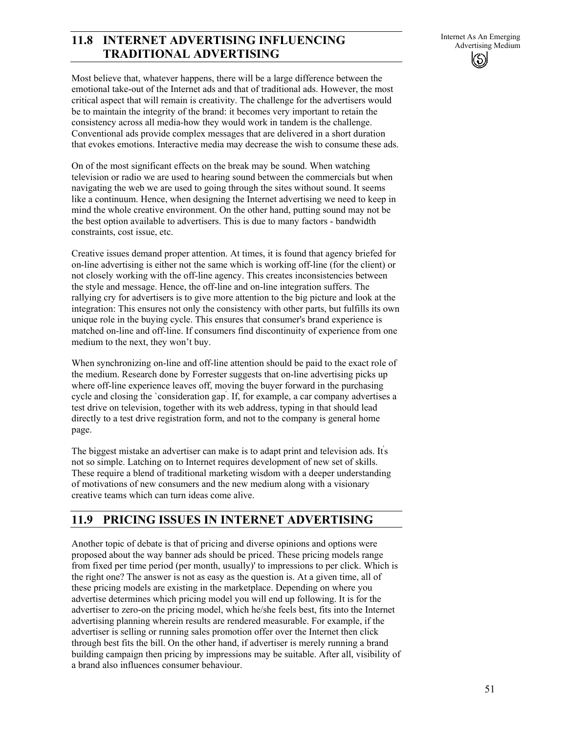## 11.8 INTERNET ADVERTISING INFLUENCING TRADITIONAL ADVERTISING

Most believe that, whatever happens, there will be a large difference between the emotional take-out of the Internet ads and that of traditional ads. However, the most critical aspect that will remain is creativity. The challenge for the advertisers would be to maintain the integrity of the brand: it becomes very important to retain the consistency across all media-how they would work in tandem is the challenge. Conventional ads provide complex messages that are delivered in a short duration that evokes emotions. Interactive media may decrease the wish to consume these ads.

On of the most significant effects on the break may be sound. When watching television or radio we are used to hearing sound between the commercials but when navigating the web we are used to going through the sites without sound. It seems like a continuum. Hence, when designing the Internet advertising we need to keep in mind the whole creative environment. On the other hand, putting sound may not be the best option available to advertisers. This is due to many factors - bandwidth constraints, cost issue, etc.

Creative issues demand proper attention. At times, it is found that agency briefed for on-line advertising is either not the same which is working off-line (for the client) or not closely working with the off-line agency. This creates inconsistencies between the style and message. Hence, the off-line and on-line integration suffers. The rallying cry for advertisers is to give more attention to the big picture and look at the integration: This ensures not only the consistency with other parts, but fulfills its own unique role in the buying cycle. This ensures that consumer's brand experience is matched on-line and off-line. If consumers find discontinuity of experience from one medium to the next, they won't buy.

When synchronizing on-line and off-line attention should be paid to the exact role of the medium. Research done by Forrester suggests that on-line advertising picks up where off-line experience leaves off, moving the buyer forward in the purchasing cycle and closing the `consideration gap'. If, for example, a car company advertises a test drive on television, together with its web address, typing in that should lead directly to a test drive registration form, and not to the company is general home page.

The biggest mistake an advertiser can make is to adapt print and television ads. It's not so simple. Latching on to Internet requires development of new set of skills. These require a blend of traditional marketing wisdom with a deeper understanding of motivations of new consumers and the new medium along with a visionary creative teams which can turn ideas come alive.

## 11.9 PRICING ISSUES IN INTERNET ADVERTISING

Another topic of debate is that of pricing and diverse opinions and options were proposed about the way banner ads should be priced. These pricing models range from fixed per time period (per month, usually)' to impressions to per click. Which is the right one? The answer is not as easy as the question is. At a given time, all of these pricing models are existing in the marketplace. Depending on where you advertise determines which pricing model you will end up following. It is for the advertiser to zero-on the pricing model, which he/she feels best, fits into the Internet advertising planning wherein results are rendered measurable. For example, if the advertiser is selling or running sales promotion offer over the Internet then click through best fits the bill. On the other hand, if advertiser is merely running a brand building campaign then pricing by impressions may be suitable. After all, visibility of a brand also influences consumer behaviour.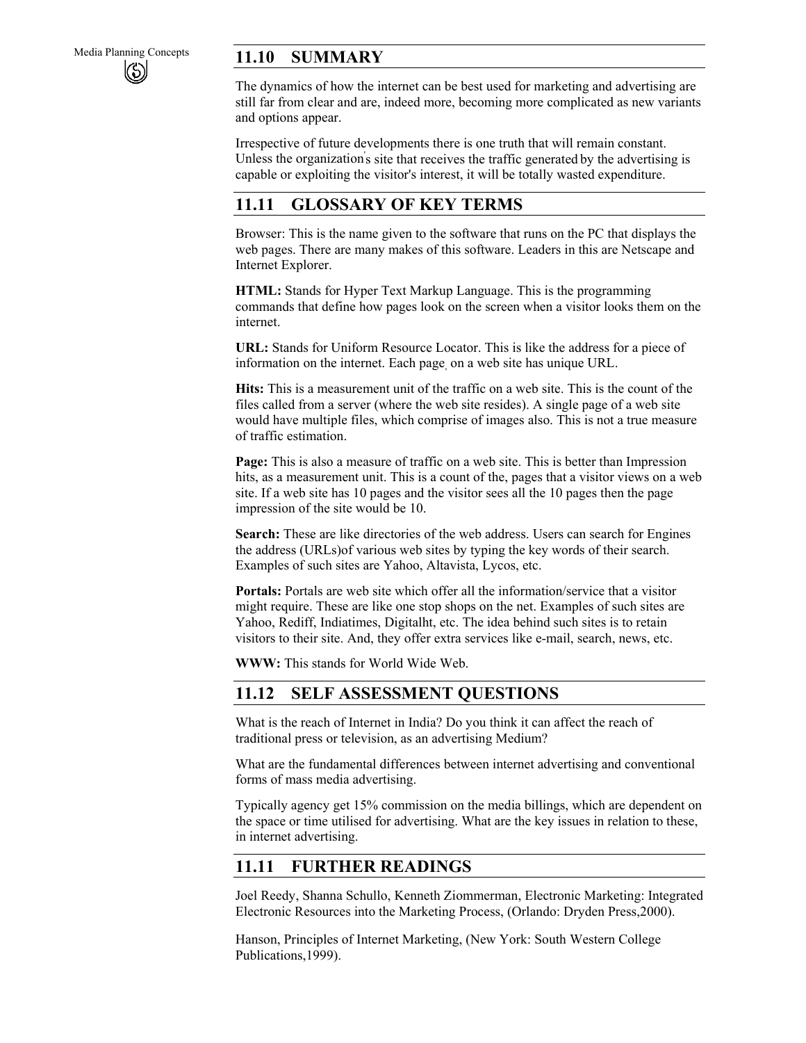## 11.10 SUMMARY

The dynamics of how the internet can be best used for marketing and advertising are still far from clear and are, indeed more, becoming more complicated as new variants and options appear.

Irrespective of future developments there is one truth that will remain constant. Unless the organization's site that receives the traffic generated by the advertising is capable or exploiting the visitor's interest, it will be totally wasted expenditure.

## 11.11 GLOSSARY OF KEY TERMS

Browser: This is the name given to the software that runs on the PC that displays the web pages. There are many makes of this software. Leaders in this are Netscape and Internet Explorer.

**HTML:** Stands for Hyper Text Markup Language. This is the programming commands that define how pages look on the screen when a visitor looks them on the internet.

**URL:** Stands for Uniform Resource Locator. This is like the address for a piece of information on the internet. Each page, on a web site has unique URL.

**Hits:** This is a measurement unit of the traffic on a web site. This is the count of the files called from a server (where the web site resides). A single page of a web site would have multiple files, which comprise of images also. This is not a true measure of traffic estimation.

**Page:** This is also a measure of traffic on a web site. This is better than Impression hits, as a measurement unit. This is a count of the, pages that a visitor views on a web site. If a web site has 10 pages and the visitor sees all the 10 pages then the page impression of the site would be 10.

**Search:** These are like directories of the web address. Users can search for Engines the address (URLs)of various web sites by typing the key words of their search. Examples of such sites are Yahoo, Altavista, Lycos, etc.

**Portals:** Portals are web site which offer all the information/service that a visitor might require. These are like one stop shops on the net. Examples of such sites are Yahoo, Rediff, Indiatimes, Digitalht, etc. The idea behind such sites is to retain visitors to their site. And, they offer extra services like e-mail, search, news, etc.

**WWW:** This stands for World Wide Web.

## 11.12 SELF ASSESSMENT QUESTIONS

What is the reach of Internet in India? Do you think it can affect the reach of traditional press or television, as an advertising Medium?

What are the fundamental differences between internet advertising and conventional forms of mass media advertising.

Typically agency get 15% commission on the media billings, which are dependent on the space or time utilised for advertising. What are the key issues in relation to these, in internet advertising.

## 11.11 FURTHER READINGS

Joel Reedy, Shanna Schullo, Kenneth Ziommerman, Electronic Marketing: Integrated Electronic Resources into the Marketing Process, (Orlando: Dryden Press,2000).

Hanson, Principles of Internet Marketing, (New York: South Western College Publications,1999).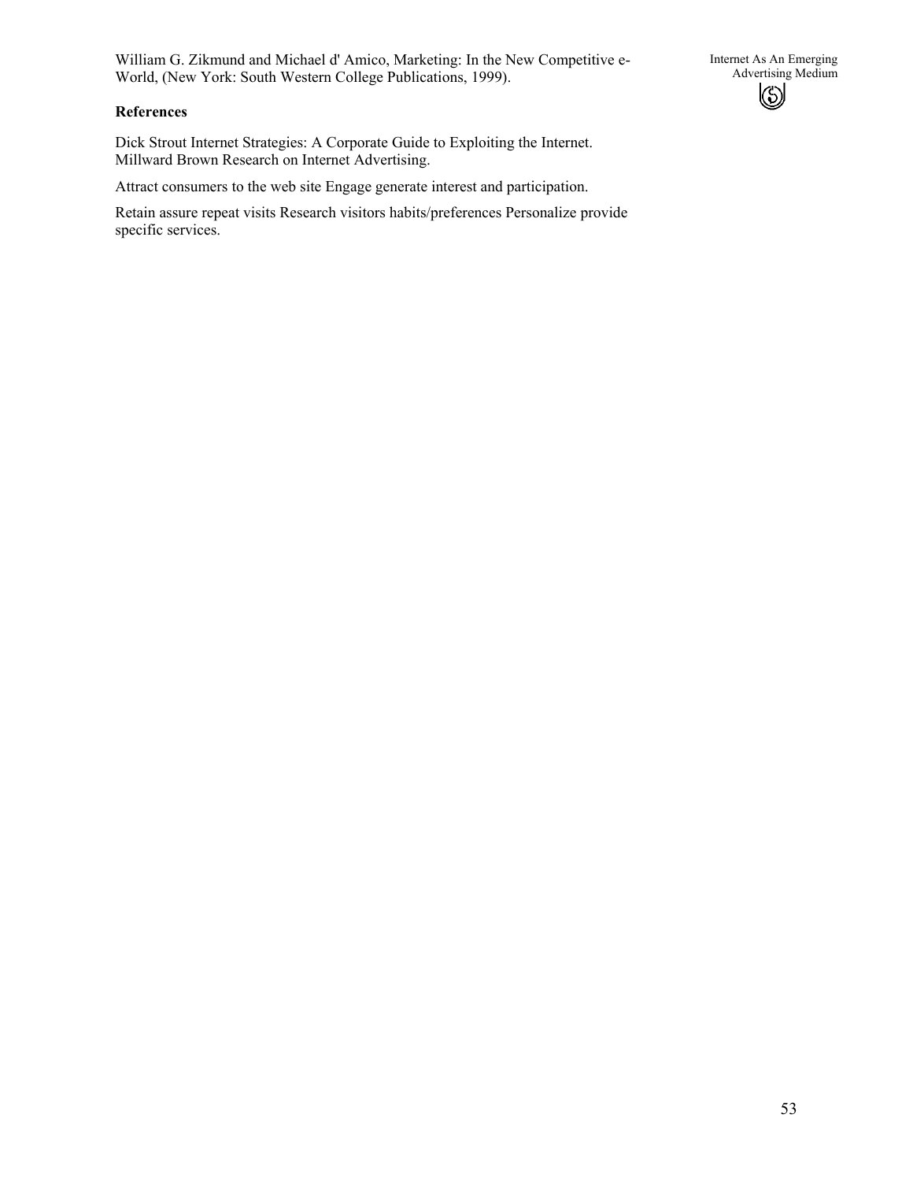William G. Zikmund and Michael d' Amico, Marketing: In the New Competitive e-World, (New York: South Western College Publications, 1999).

**References**

Dick Strout Internet Strategies: A Corporate Guide to Exploiting the Internet. Millward Brown Research on Internet Advertising.

Attract consumers to the web site Engage generate interest and participation.

Retain assure repeat visits Research visitors habits/preferences Personalize provide specific services.